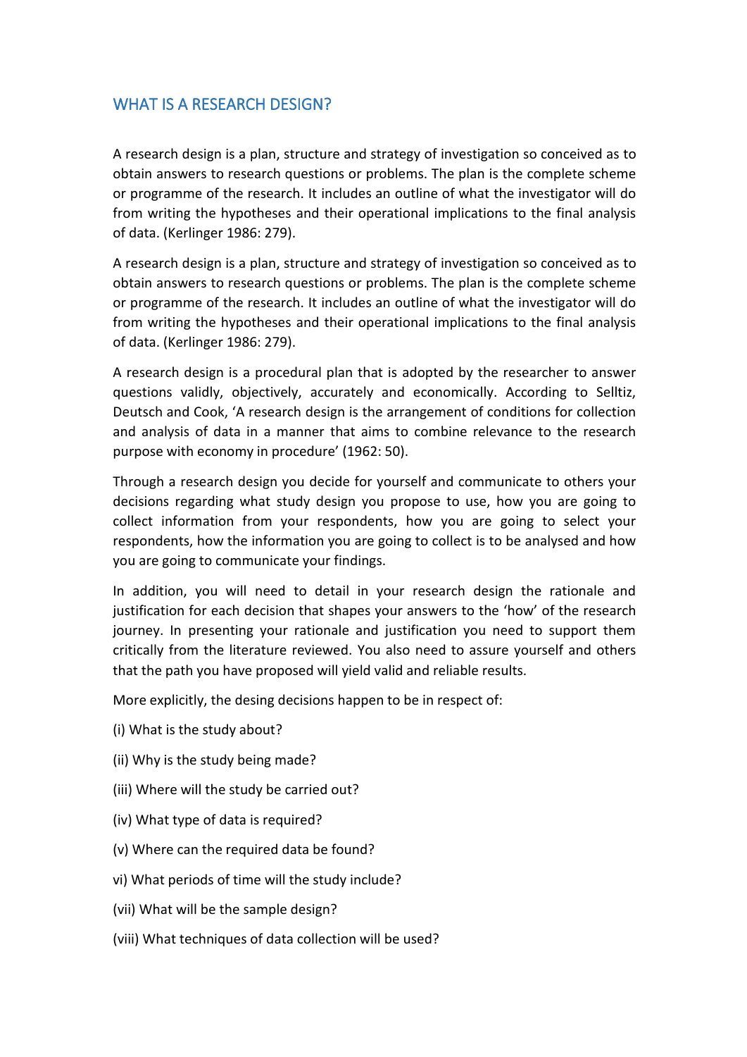## WHAT IS A RESEARCH DESIGN?

A research design is a plan, structure and strategy of investigation so conceived as to obtain answers to research questions or problems. The plan is the complete scheme or programme of the research. It includes an outline of what the investigator will do from writing the hypotheses and their operational implications to the final analysis of data. (Kerlinger 1986: 279).

A research design is a plan, structure and strategy of investigation so conceived as to obtain answers to research questions or problems. The plan is the complete scheme or programme of the research. It includes an outline of what the investigator will do from writing the hypotheses and their operational implications to the final analysis of data. (Kerlinger 1986: 279).

A research design is a procedural plan that is adopted by the researcher to answer questions validly, objectively, accurately and economically. According to Selltiz, Deutsch and Cook, 'A research design is the arrangement of conditions for collection and analysis of data in a manner that aims to combine relevance to the research purpose with economy in procedure' (1962: 50).

Through a research design you decide for yourself and communicate to others your decisions regarding what study design you propose to use, how you are going to collect information from your respondents, how you are going to select your respondents, how the information you are going to collect is to be analysed and how you are going to communicate your findings.

In addition, you will need to detail in your research design the rationale and justification for each decision that shapes your answers to the 'how' of the research journey. In presenting your rationale and justification you need to support them critically from the literature reviewed. You also need to assure yourself and others that the path you have proposed will yield valid and reliable results.

More explicitly, the desing decisions happen to be in respect of:

(i) What is the study about?

(ii) Why is the study being made?

(iii) Where will the study be carried out?

(iv) What type of data is required?

(v) Where can the required data be found?

vi) What periods of time will the study include?

(vii) What will be the sample design?

(viii) What techniques of data collection will be used?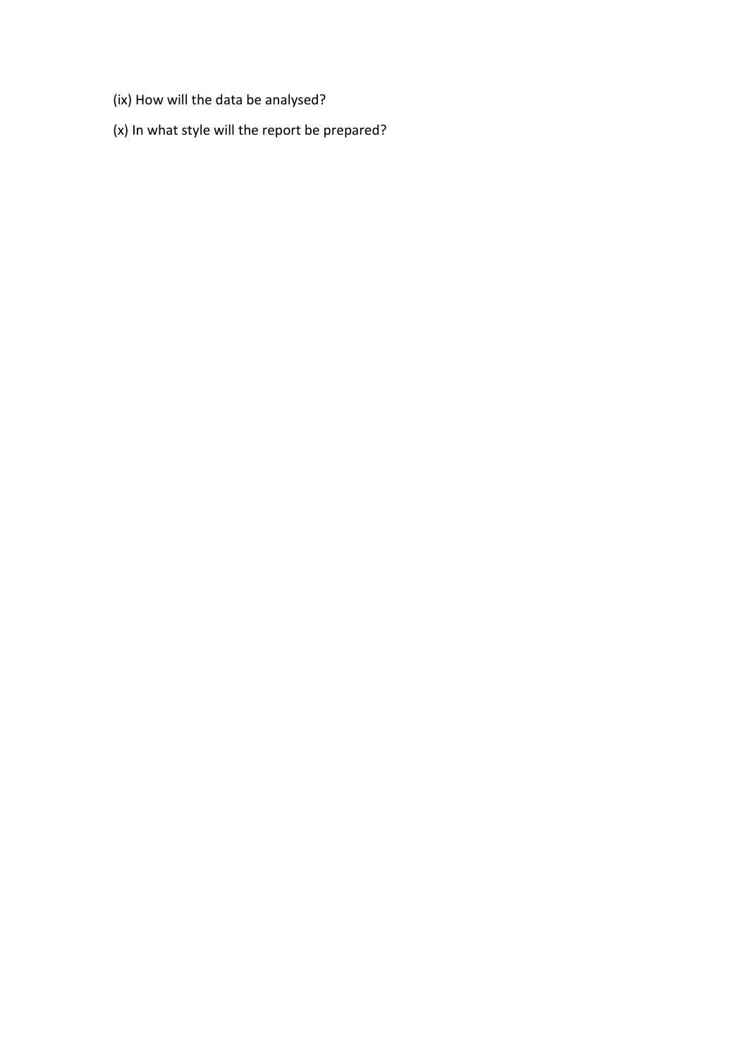(ix) How will the data be analysed?

(x) In what style will the report be prepared?